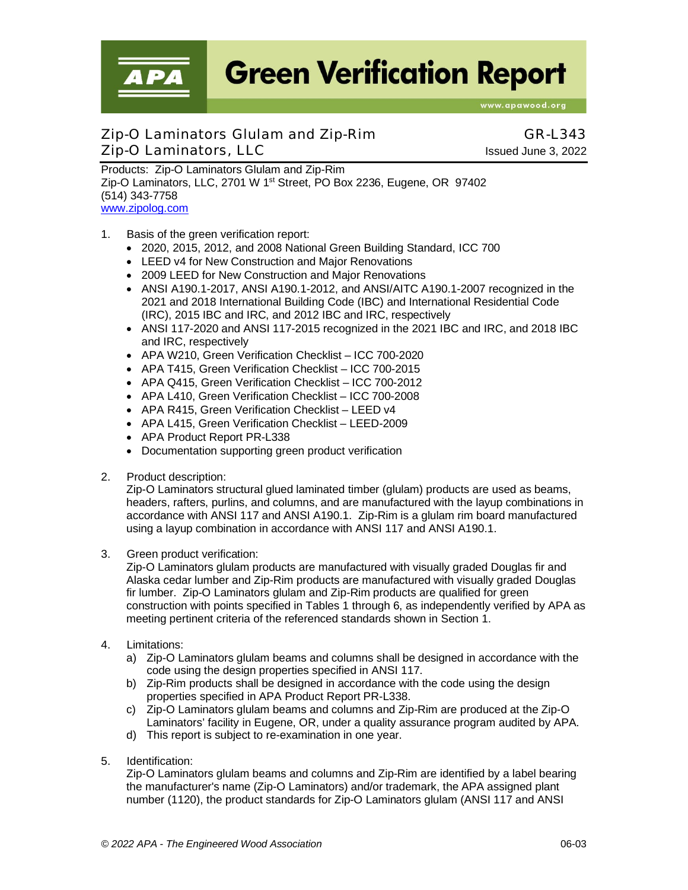# Green Verification Report

www.apawood.org

## Zip-O Laminators Glulam and Zip-Rim
## Zip-O Laminators, LLC

**GR-L343**
Issued June 3, 2022

Products: Zip-O Laminators Glulam and Zip-Rim
Zip-O Laminators, LLC, 2701 W 1st Street, PO Box 2236, Eugene, OR 97402
(514) 343-7758
www.zipolog.com

1. Basis of the green verification report:
   - 2020, 2015, 2012, and 2008 National Green Building Standard, ICC 700
   - LEED v4 for New Construction and Major Renovations
   - 2009 LEED for New Construction and Major Renovations
   - ANSI A190.1-2017, ANSI A190.1-2012, and ANSI/AITC A190.1-2007 recognized in the 2021 and 2018 International Building Code (IBC) and International Residential Code (IRC), 2015 IBC and IRC, and 2012 IBC and IRC, respectively
   - ANSI 117-2020 and ANSI 117-2015 recognized in the 2021 IBC and IRC, and 2018 IBC and IRC, respectively
   - APA W210, Green Verification Checklist – ICC 700-2020
   - APA T415, Green Verification Checklist – ICC 700-2015
   - APA Q415, Green Verification Checklist – ICC 700-2012
   - APA L410, Green Verification Checklist – ICC 700-2008
   - APA R415, Green Verification Checklist – LEED v4
   - APA L415, Green Verification Checklist – LEED-2009
   - APA Product Report PR-L338
   - Documentation supporting green product verification

2. Product description:
   Zip-O Laminators structural glued laminated timber (glulam) products are used as beams, headers, rafters, purlins, and columns, and are manufactured with the layup combinations in accordance with ANSI 117 and ANSI A190.1. Zip-Rim is a glulam rim board manufactured using a layup combination in accordance with ANSI 117 and ANSI A190.1.

3. Green product verification:
   Zip-O Laminators glulam products are manufactured with visually graded Douglas fir and Alaska cedar lumber and Zip-Rim products are manufactured with visually graded Douglas fir lumber. Zip-O Laminators glulam and Zip-Rim products are qualified for green construction with points specified in Tables 1 through 6, as independently verified by APA as meeting pertinent criteria of the referenced standards shown in Section 1.

4. Limitations:
   a) Zip-O Laminators glulam beams and columns shall be designed in accordance with the code using the design properties specified in ANSI 117.
   b) Zip-Rim products shall be designed in accordance with the code using the design properties specified in APA Product Report PR-L338.
   c) Zip-O Laminators glulam beams and columns and Zip-Rim are produced at the Zip-O Laminators' facility in Eugene, OR, under a quality assurance program audited by APA.
   d) This report is subject to re-examination in one year.

5. Identification:
   Zip-O Laminators glulam beams and columns and Zip-Rim are identified by a label bearing the manufacturer's name (Zip-O Laminators) and/or trademark, the APA assigned plant number (1120), the product standards for Zip-O Laminators glulam (ANSI 117 and ANSI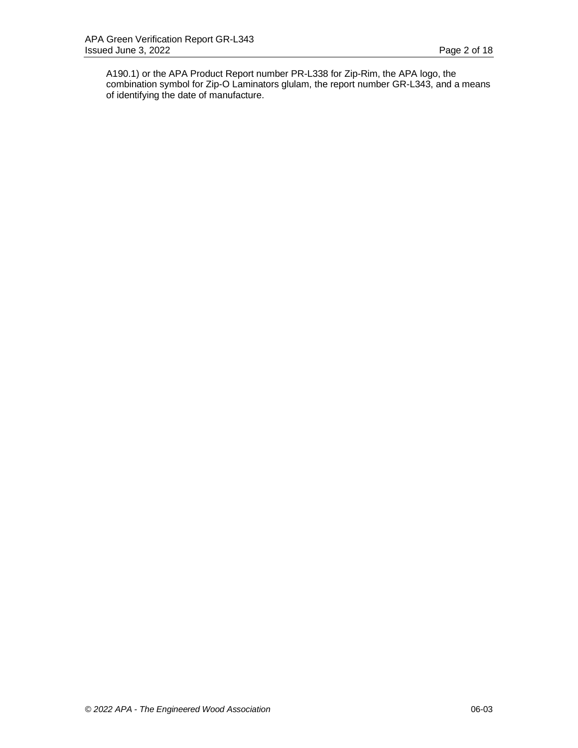A190.1) or the APA Product Report number PR-L338 for Zip-Rim, the APA logo, the combination symbol for Zip-O Laminators glulam, the report number GR-L343, and a means of identifying the date of manufacture.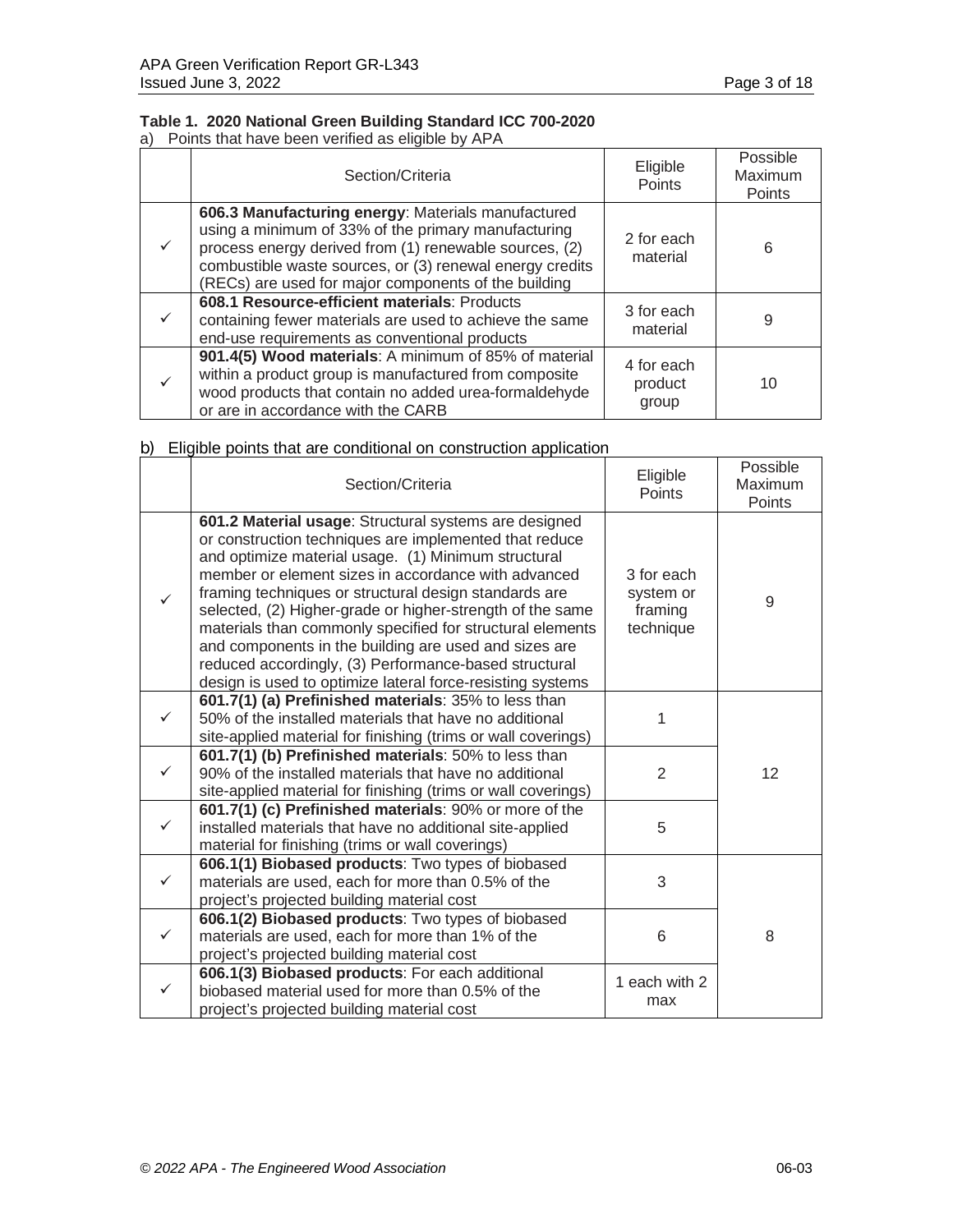**Table 1. 2020 National Green Building Standard ICC 700-2020**

a) Points that have been verified as eligible by APA

| | Section/Criteria | Eligible Points | Possible Maximum Points |
|---|---|---|---|
| ✓ | **606.3 Manufacturing energy**: Materials manufactured using a minimum of 33% of the primary manufacturing process energy derived from (1) renewable sources, (2) combustible waste sources, or (3) renewal energy credits (RECs) are used for major components of the building | 2 for each material | 6 |
| ✓ | **608.1 Resource-efficient materials**: Products containing fewer materials are used to achieve the same end-use requirements as conventional products | 3 for each material | 9 |
| ✓ | **901.4(5) Wood materials**: A minimum of 85% of material within a product group is manufactured from composite wood products that contain no added urea-formaldehyde or are in accordance with the CARB | 4 for each product group | 10 |

b) Eligible points that are conditional on construction application

| | Section/Criteria | Eligible Points | Possible Maximum Points |
|---|---|---|---|
| ✓ | **601.2 Material usage**: Structural systems are designed or construction techniques are implemented that reduce and optimize material usage. (1) Minimum structural member or element sizes in accordance with advanced framing techniques or structural design standards are selected, (2) Higher-grade or higher-strength of the same materials than commonly specified for structural elements and components in the building are used and sizes are reduced accordingly, (3) Performance-based structural design is used to optimize lateral force-resisting systems | 3 for each system or framing technique | 9 |
| ✓ | **601.7(1) (a) Prefinished materials**: 35% to less than 50% of the installed materials that have no additional site-applied material for finishing (trims or wall coverings) | 1 | 12 |
| ✓ | **601.7(1) (b) Prefinished materials**: 50% to less than 90% of the installed materials that have no additional site-applied material for finishing (trims or wall coverings) | 2 | |
| ✓ | **601.7(1) (c) Prefinished materials**: 90% or more of the installed materials that have no additional site-applied material for finishing (trims or wall coverings) | 5 | |
| ✓ | **606.1(1) Biobased products**: Two types of biobased materials are used, each for more than 0.5% of the project's projected building material cost | 3 | 8 |
| ✓ | **606.1(2) Biobased products**: Two types of biobased materials are used, each for more than 1% of the project's projected building material cost | 6 | |
| ✓ | **606.1(3) Biobased products**: For each additional biobased material used for more than 0.5% of the project's projected building material cost | 1 each with 2 max | |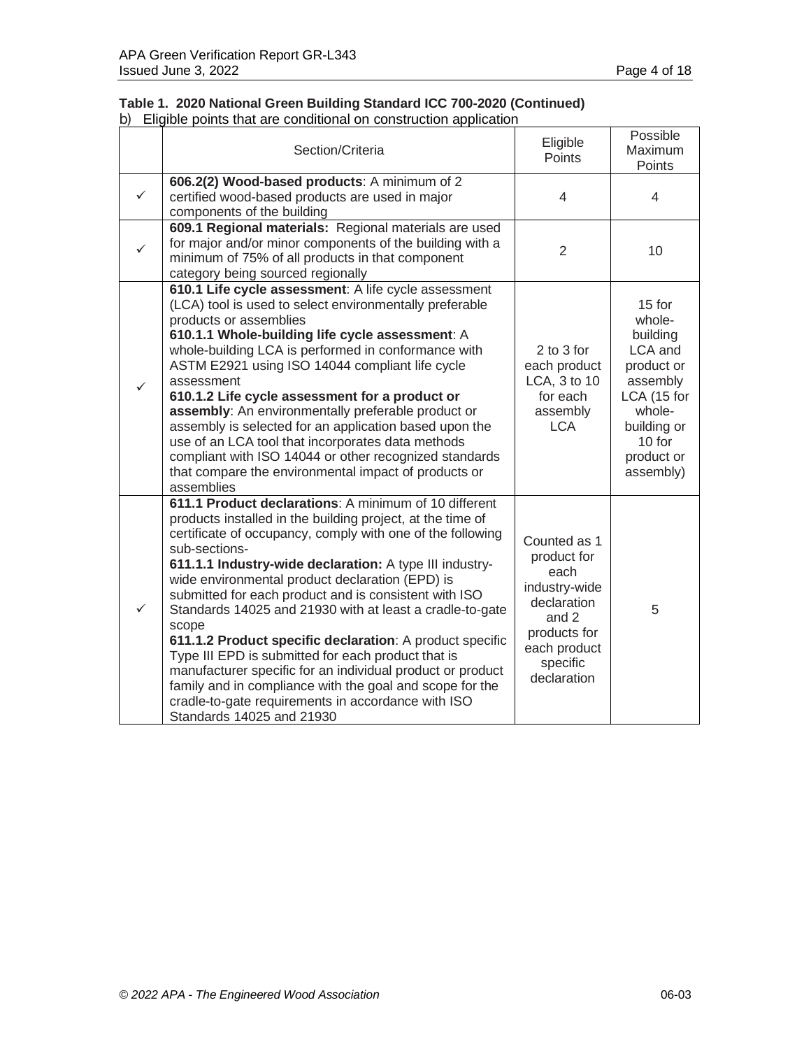**Table 1. 2020 National Green Building Standard ICC 700-2020 (Continued)**

b) Eligible points that are conditional on construction application

| | Section/Criteria | Eligible Points | Possible Maximum Points |
|---|---|---|---|
| ✓ | **606.2(2) Wood-based products**: A minimum of 2 certified wood-based products are used in major components of the building | 4 | 4 |
| ✓ | **609.1 Regional materials:** Regional materials are used for major and/or minor components of the building with a minimum of 75% of all products in that component category being sourced regionally | 2 | 10 |
| ✓ | **610.1 Life cycle assessment**: A life cycle assessment (LCA) tool is used to select environmentally preferable products or assemblies<br>**610.1.1 Whole-building life cycle assessment**: A whole-building LCA is performed in conformance with ASTM E2921 using ISO 14044 compliant life cycle assessment<br>**610.1.2 Life cycle assessment for a product or assembly**: An environmentally preferable product or assembly is selected for an application based upon the use of an LCA tool that incorporates data methods compliant with ISO 14044 or other recognized standards that compare the environmental impact of products or assemblies | 2 to 3 for each product LCA, 3 to 10 for each assembly LCA | 15 for whole-building LCA and product or assembly LCA (15 for whole-building or 10 for product or assembly) |
| ✓ | **611.1 Product declarations**: A minimum of 10 different products installed in the building project, at the time of certificate of occupancy, comply with one of the following sub-sections-<br>**611.1.1 Industry-wide declaration:** A type III industry-wide environmental product declaration (EPD) is submitted for each product and is consistent with ISO Standards 14025 and 21930 with at least a cradle-to-gate scope<br>**611.1.2 Product specific declaration**: A product specific Type III EPD is submitted for each product that is manufacturer specific for an individual product or product family and in compliance with the goal and scope for the cradle-to-gate requirements in accordance with ISO Standards 14025 and 21930 | Counted as 1 product for each industry-wide declaration and 2 products for each product specific declaration | 5 |

*© 2022 APA - The Engineered Wood Association*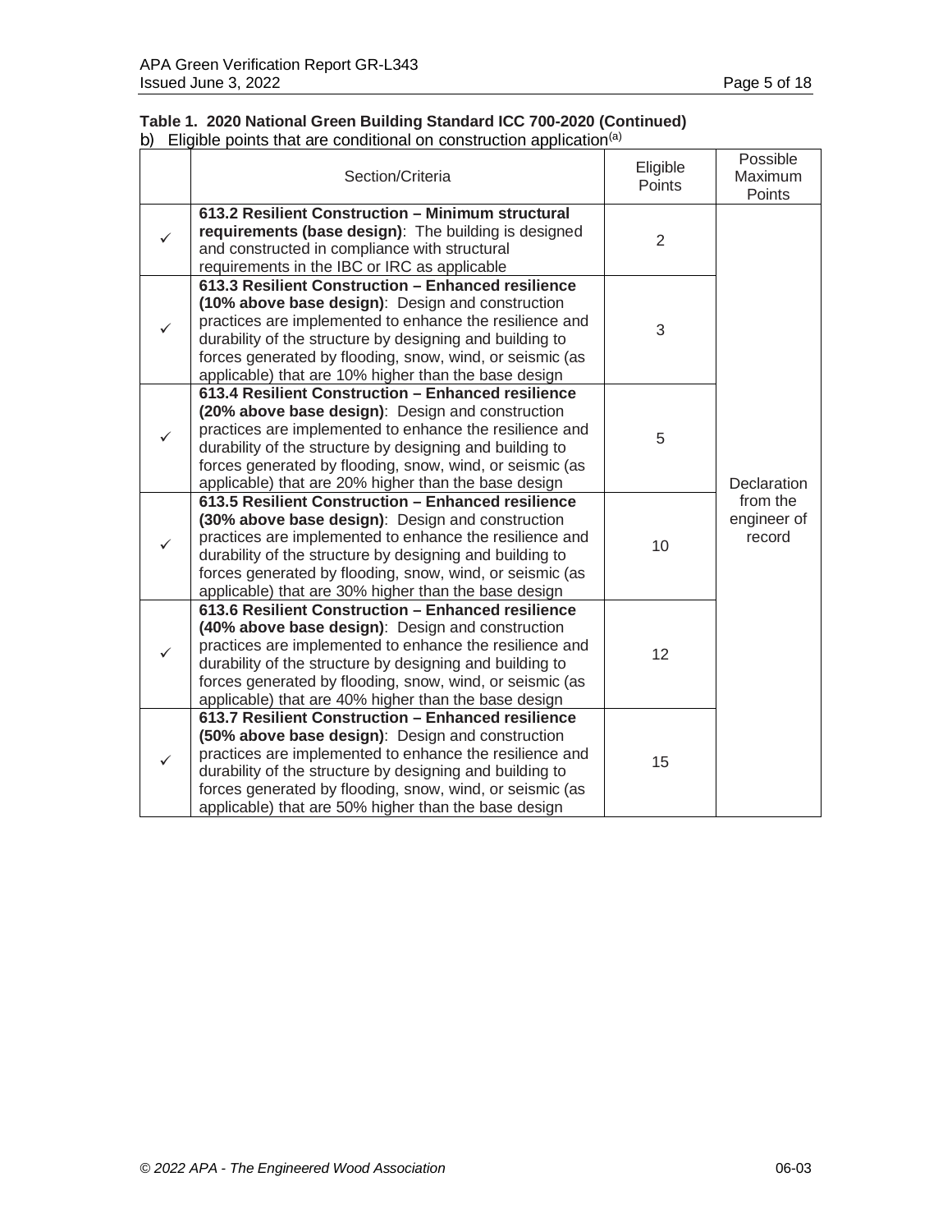**Table 1. 2020 National Green Building Standard ICC 700-2020 (Continued)**

b) Eligible points that are conditional on construction application[(a)]

| | Section/Criteria | Eligible Points | Possible Maximum Points |
|---|---|---|---|
| ✓ | **613.2 Resilient Construction – Minimum structural requirements (base design)**: The building is designed and constructed in compliance with structural requirements in the IBC or IRC as applicable | 2 | Declaration from the engineer of record |
| ✓ | **613.3 Resilient Construction – Enhanced resilience (10% above base design)**: Design and construction practices are implemented to enhance the resilience and durability of the structure by designing and building to forces generated by flooding, snow, wind, or seismic (as applicable) that are 10% higher than the base design | 3 | |
| ✓ | **613.4 Resilient Construction – Enhanced resilience (20% above base design)**: Design and construction practices are implemented to enhance the resilience and durability of the structure by designing and building to forces generated by flooding, snow, wind, or seismic (as applicable) that are 20% higher than the base design | 5 | |
| ✓ | **613.5 Resilient Construction – Enhanced resilience (30% above base design)**: Design and construction practices are implemented to enhance the resilience and durability of the structure by designing and building to forces generated by flooding, snow, wind, or seismic (as applicable) that are 30% higher than the base design | 10 | |
| ✓ | **613.6 Resilient Construction – Enhanced resilience (40% above base design)**: Design and construction practices are implemented to enhance the resilience and durability of the structure by designing and building to forces generated by flooding, snow, wind, or seismic (as applicable) that are 40% higher than the base design | 12 | |
| ✓ | **613.7 Resilient Construction – Enhanced resilience (50% above base design)**: Design and construction practices are implemented to enhance the resilience and durability of the structure by designing and building to forces generated by flooding, snow, wind, or seismic (as applicable) that are 50% higher than the base design | 15 | |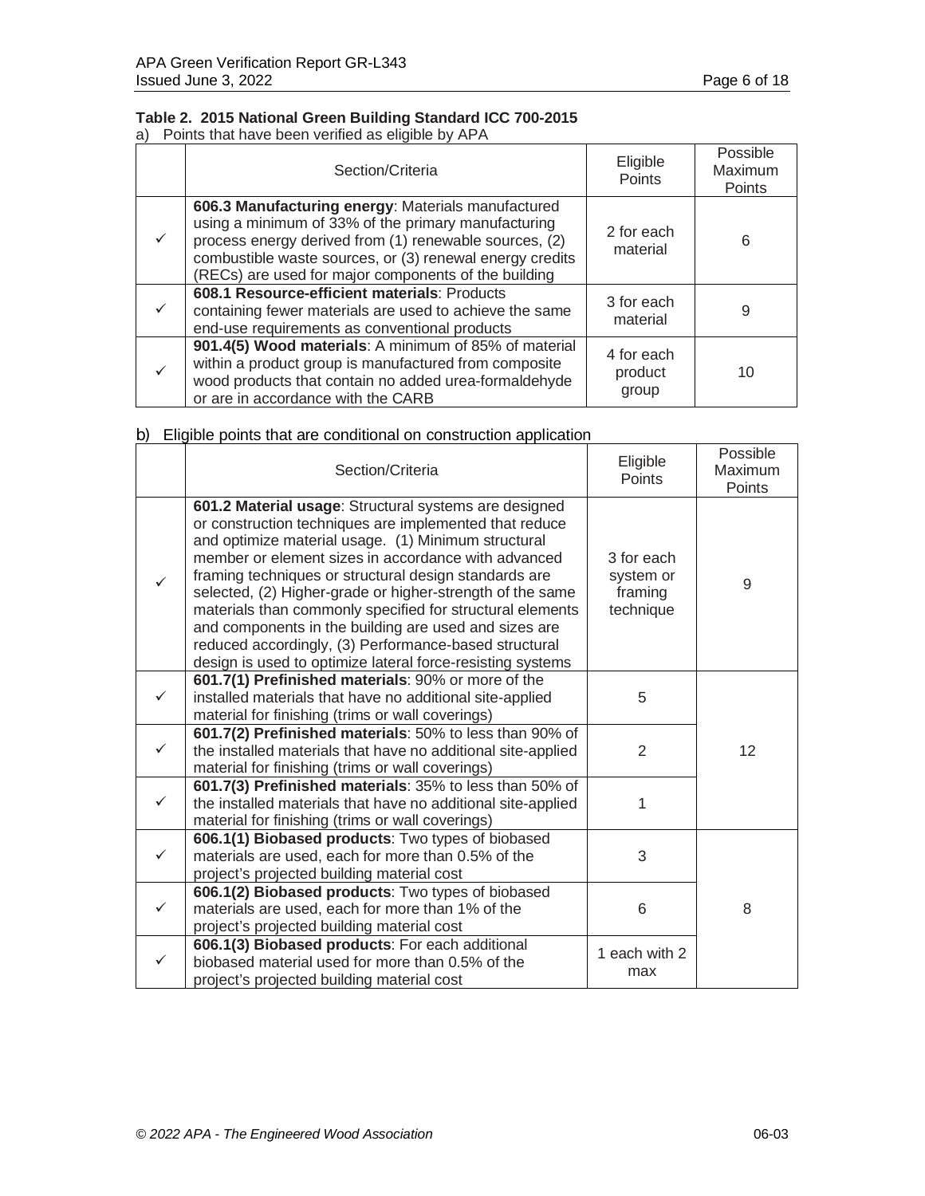**Table 2. 2015 National Green Building Standard ICC 700-2015**

a) Points that have been verified as eligible by APA

| | Section/Criteria | Eligible Points | Possible Maximum Points |
|---|---|---|---|
| ✓ | **606.3 Manufacturing energy**: Materials manufactured using a minimum of 33% of the primary manufacturing process energy derived from (1) renewable sources, (2) combustible waste sources, or (3) renewal energy credits (RECs) are used for major components of the building | 2 for each material | 6 |
| ✓ | **608.1 Resource-efficient materials**: Products containing fewer materials are used to achieve the same end-use requirements as conventional products | 3 for each material | 9 |
| ✓ | **901.4(5) Wood materials**: A minimum of 85% of material within a product group is manufactured from composite wood products that contain no added urea-formaldehyde or are in accordance with the CARB | 4 for each product group | 10 |

b) Eligible points that are conditional on construction application

| | Section/Criteria | Eligible Points | Possible Maximum Points |
|---|---|---|---|
| ✓ | **601.2 Material usage**: Structural systems are designed or construction techniques are implemented that reduce and optimize material usage. (1) Minimum structural member or element sizes in accordance with advanced framing techniques or structural design standards are selected, (2) Higher-grade or higher-strength of the same materials than commonly specified for structural elements and components in the building are used and sizes are reduced accordingly, (3) Performance-based structural design is used to optimize lateral force-resisting systems | 3 for each system or framing technique | 9 |
| ✓ | **601.7(1) Prefinished materials**: 90% or more of the installed materials that have no additional site-applied material for finishing (trims or wall coverings) | 5 | 12 |
| ✓ | **601.7(2) Prefinished materials**: 50% to less than 90% of the installed materials that have no additional site-applied material for finishing (trims or wall coverings) | 2 | |
| ✓ | **601.7(3) Prefinished materials**: 35% to less than 50% of the installed materials that have no additional site-applied material for finishing (trims or wall coverings) | 1 | |
| ✓ | **606.1(1) Biobased products**: Two types of biobased materials are used, each for more than 0.5% of the project's projected building material cost | 3 | 8 |
| ✓ | **606.1(2) Biobased products**: Two types of biobased materials are used, each for more than 1% of the project's projected building material cost | 6 | |
| ✓ | **606.1(3) Biobased products**: For each additional biobased material used for more than 0.5% of the project's projected building material cost | 1 each with 2 max | |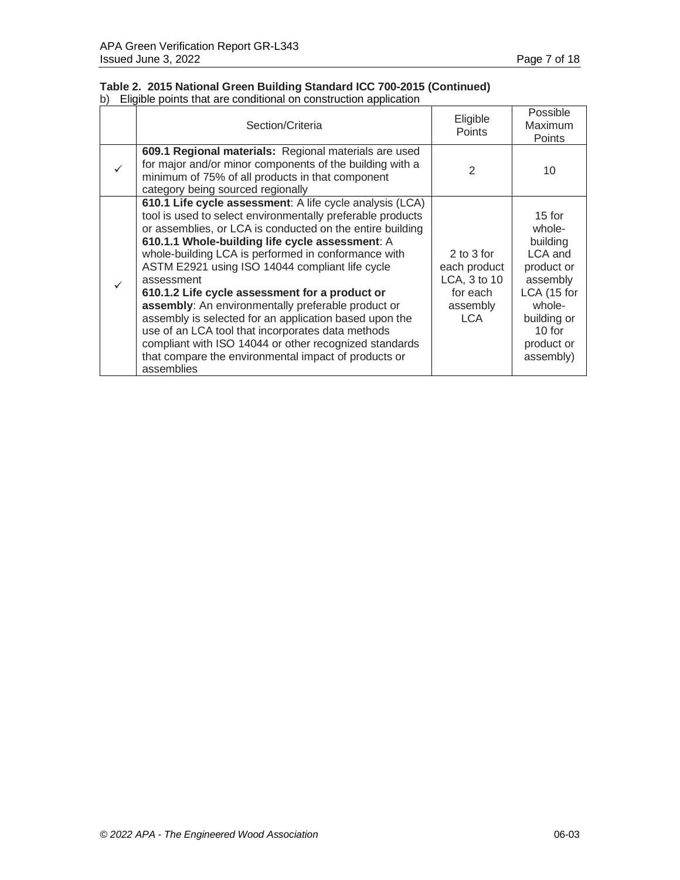**Table 2. 2015 National Green Building Standard ICC 700-2015 (Continued)**

b) Eligible points that are conditional on construction application

| | Section/Criteria | Eligible Points | Possible Maximum Points |
|---|---|---|---|
| ✓ | **609.1 Regional materials:** Regional materials are used for major and/or minor components of the building with a minimum of 75% of all products in that component category being sourced regionally | 2 | 10 |
| ✓ | **610.1 Life cycle assessment**: A life cycle analysis (LCA) tool is used to select environmentally preferable products or assemblies, or LCA is conducted on the entire building **610.1.1 Whole-building life cycle assessment**: A whole-building LCA is performed in conformance with ASTM E2921 using ISO 14044 compliant life cycle assessment **610.1.2 Life cycle assessment for a product or assembly**: An environmentally preferable product or assembly is selected for an application based upon the use of an LCA tool that incorporates data methods compliant with ISO 14044 or other recognized standards that compare the environmental impact of products or assemblies | 2 to 3 for each product LCA, 3 to 10 for each assembly LCA | 15 for whole-building LCA and product or assembly LCA (15 for whole-building or 10 for product or assembly) |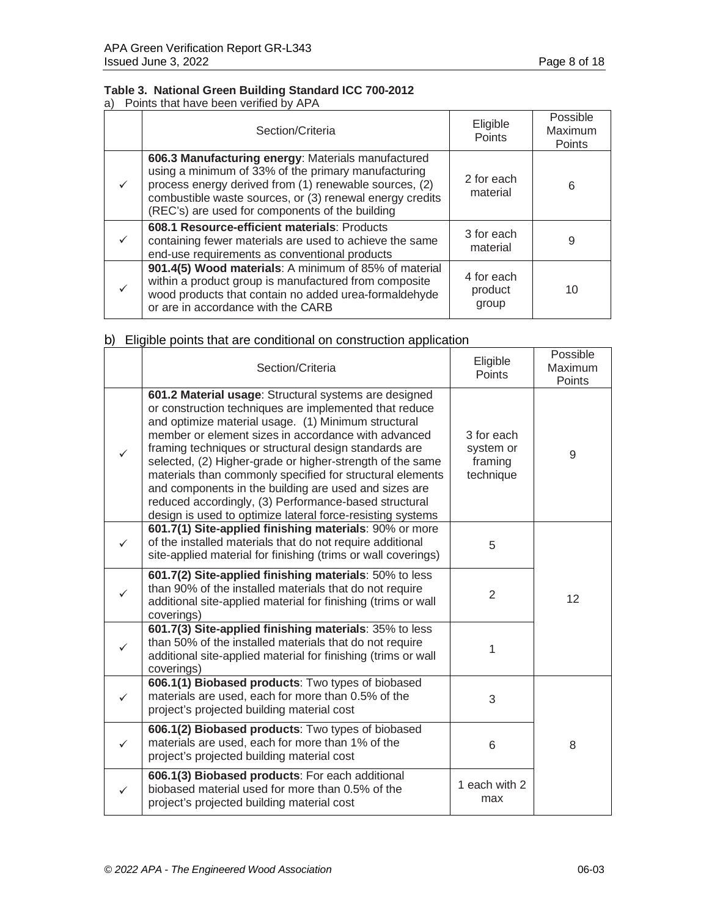**Table 3. National Green Building Standard ICC 700-2012**

a) Points that have been verified by APA

| | Section/Criteria | Eligible Points | Possible Maximum Points |
|---|---|---|---|
| ✓ | **606.3 Manufacturing energy**: Materials manufactured using a minimum of 33% of the primary manufacturing process energy derived from (1) renewable sources, (2) combustible waste sources, or (3) renewal energy credits (REC's) are used for components of the building | 2 for each material | 6 |
| ✓ | **608.1 Resource-efficient materials**: Products containing fewer materials are used to achieve the same end-use requirements as conventional products | 3 for each material | 9 |
| ✓ | **901.4(5) Wood materials**: A minimum of 85% of material within a product group is manufactured from composite wood products that contain no added urea-formaldehyde or are in accordance with the CARB | 4 for each product group | 10 |

b) Eligible points that are conditional on construction application

| | Section/Criteria | Eligible Points | Possible Maximum Points |
|---|---|---|---|
| ✓ | **601.2 Material usage**: Structural systems are designed or construction techniques are implemented that reduce and optimize material usage. (1) Minimum structural member or element sizes in accordance with advanced framing techniques or structural design standards are selected, (2) Higher-grade or higher-strength of the same materials than commonly specified for structural elements and components in the building are used and sizes are reduced accordingly, (3) Performance-based structural design is used to optimize lateral force-resisting systems | 3 for each system or framing technique | 9 |
| ✓ | **601.7(1) Site-applied finishing materials**: 90% or more of the installed materials that do not require additional site-applied material for finishing (trims or wall coverings) | 5 | 12 |
| ✓ | **601.7(2) Site-applied finishing materials**: 50% to less than 90% of the installed materials that do not require additional site-applied material for finishing (trims or wall coverings) | 2 | |
| ✓ | **601.7(3) Site-applied finishing materials**: 35% to less than 50% of the installed materials that do not require additional site-applied material for finishing (trims or wall coverings) | 1 | |
| ✓ | **606.1(1) Biobased products**: Two types of biobased materials are used, each for more than 0.5% of the project's projected building material cost | 3 | 8 |
| ✓ | **606.1(2) Biobased products**: Two types of biobased materials are used, each for more than 1% of the project's projected building material cost | 6 | |
| ✓ | **606.1(3) Biobased products**: For each additional biobased material used for more than 0.5% of the project's projected building material cost | 1 each with 2 max | |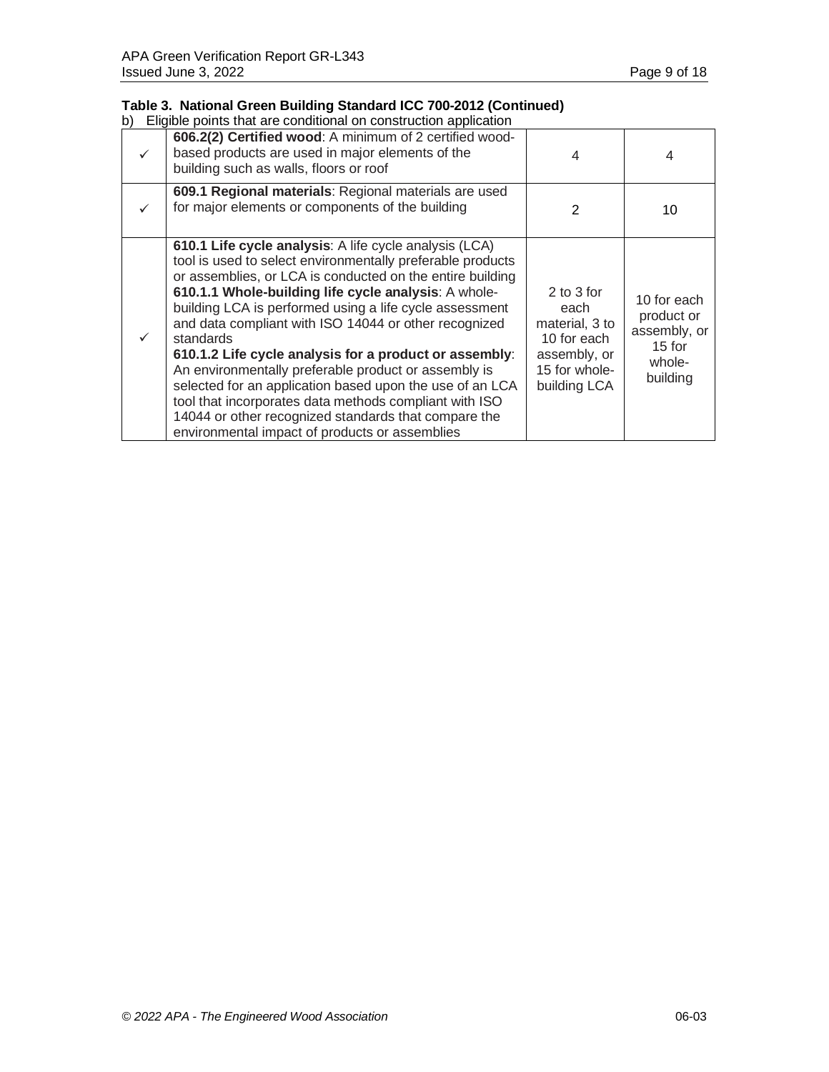**Table 3. National Green Building Standard ICC 700-2012 (Continued)**

b) Eligible points that are conditional on construction application

| | | | |
|---|---|---|---|
| ✓ | **606.2(2) Certified wood**: A minimum of 2 certified wood-based products are used in major elements of the building such as walls, floors or roof | 4 | 4 |
| ✓ | **609.1 Regional materials**: Regional materials are used for major elements or components of the building | 2 | 10 |
| ✓ | **610.1 Life cycle analysis**: A life cycle analysis (LCA) tool is used to select environmentally preferable products or assemblies, or LCA is conducted on the entire building<br>**610.1.1 Whole-building life cycle analysis**: A whole-building LCA is performed using a life cycle assessment and data compliant with ISO 14044 or other recognized standards<br>**610.1.2 Life cycle analysis for a product or assembly**: An environmentally preferable product or assembly is selected for an application based upon the use of an LCA tool that incorporates data methods compliant with ISO 14044 or other recognized standards that compare the environmental impact of products or assemblies | 2 to 3 for each material, 3 to 10 for each assembly, or 15 for whole-building LCA | 10 for each product or assembly, or 15 for whole-building |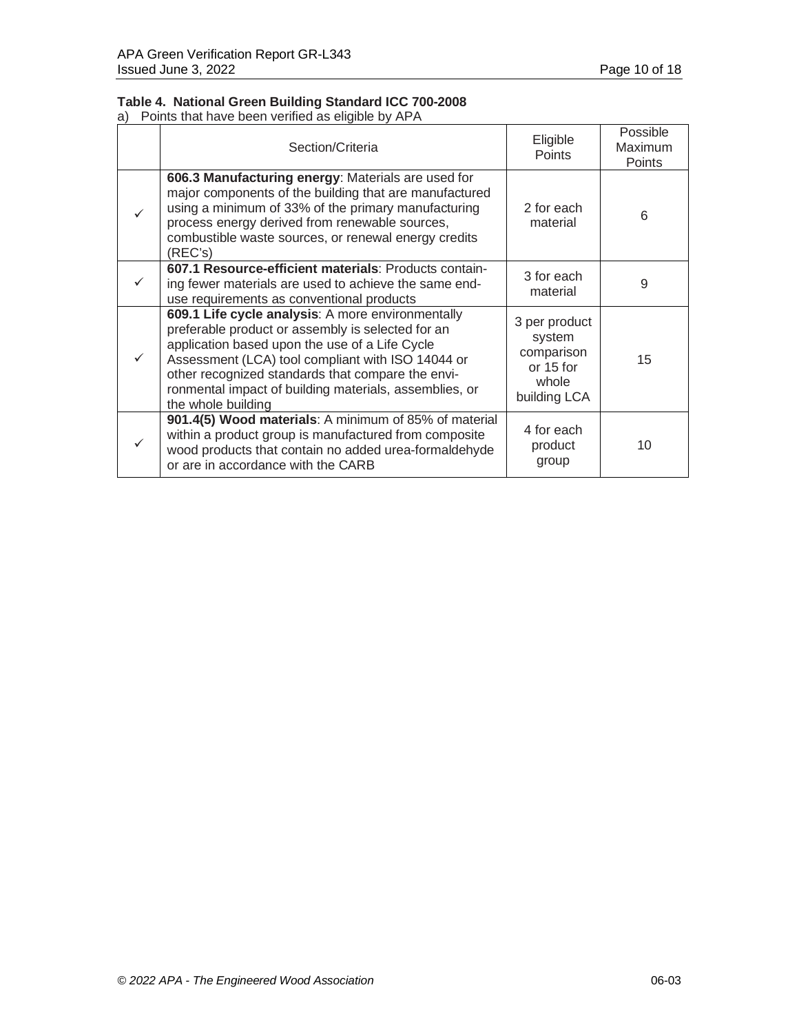**Table 4. National Green Building Standard ICC 700-2008**

a) Points that have been verified as eligible by APA

| | Section/Criteria | Eligible Points | Possible Maximum Points |
|---|---|---|---|
| ✓ | **606.3 Manufacturing energy**: Materials are used for major components of the building that are manufactured using a minimum of 33% of the primary manufacturing process energy derived from renewable sources, combustible waste sources, or renewal energy credits (REC's) | 2 for each material | 6 |
| ✓ | **607.1 Resource-efficient materials**: Products containing fewer materials are used to achieve the same end-use requirements as conventional products | 3 for each material | 9 |
| ✓ | **609.1 Life cycle analysis**: A more environmentally preferable product or assembly is selected for an application based upon the use of a Life Cycle Assessment (LCA) tool compliant with ISO 14044 or other recognized standards that compare the environmental impact of building materials, assemblies, or the whole building | 3 per product system comparison or 15 for whole building LCA | 15 |
| ✓ | **901.4(5) Wood materials**: A minimum of 85% of material within a product group is manufactured from composite wood products that contain no added urea-formaldehyde or are in accordance with the CARB | 4 for each product group | 10 |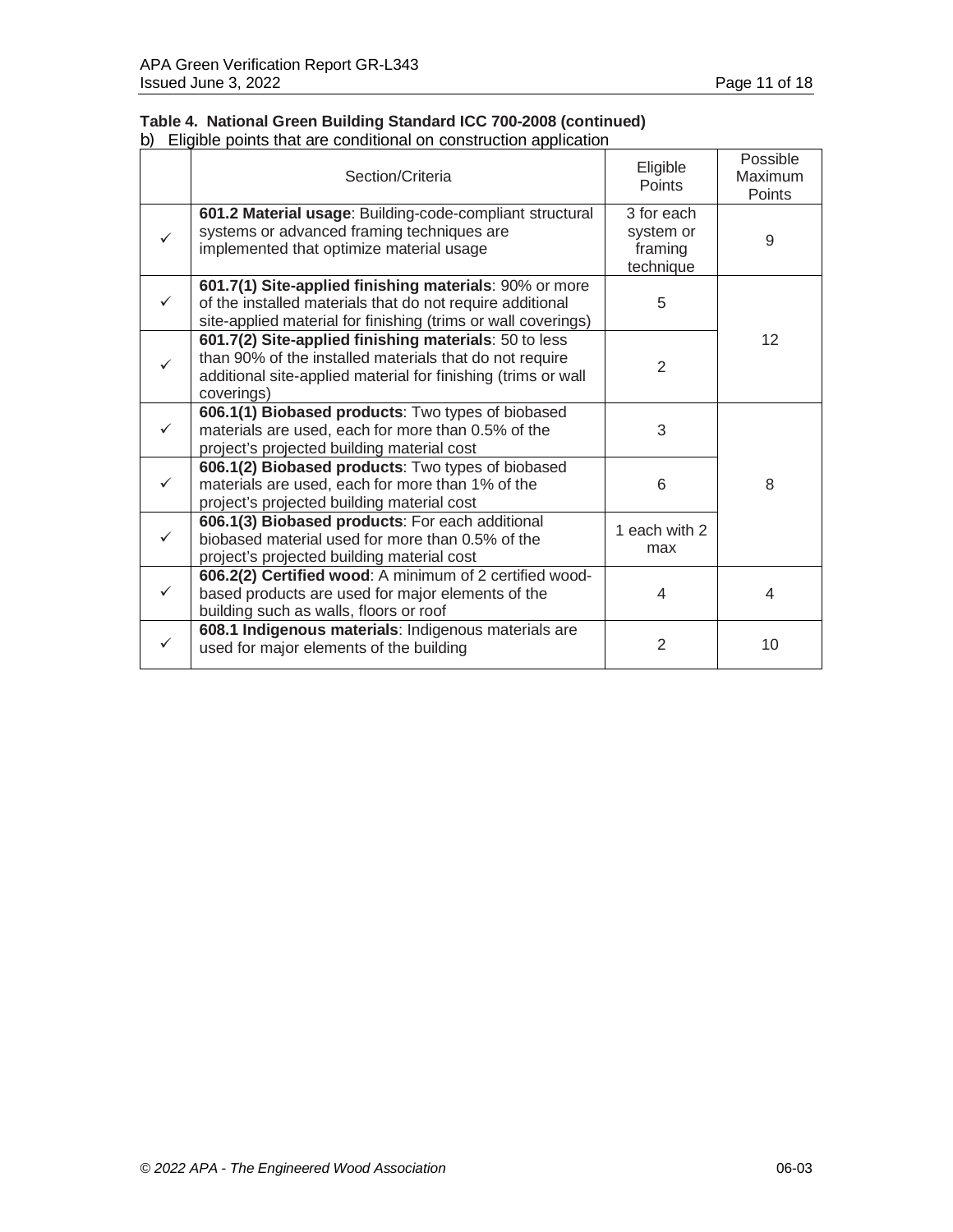**Table 4. National Green Building Standard ICC 700-2008 (continued)**

b) Eligible points that are conditional on construction application

| | Section/Criteria | Eligible Points | Possible Maximum Points |
|---|---|---|---|
| ✓ | **601.2 Material usage**: Building-code-compliant structural systems or advanced framing techniques are implemented that optimize material usage | 3 for each system or framing technique | 9 |
| ✓ | **601.7(1) Site-applied finishing materials**: 90% or more of the installed materials that do not require additional site-applied material for finishing (trims or wall coverings) | 5 | 12 |
| ✓ | **601.7(2) Site-applied finishing materials**: 50 to less than 90% of the installed materials that do not require additional site-applied material for finishing (trims or wall coverings) | 2 | |
| ✓ | **606.1(1) Biobased products**: Two types of biobased materials are used, each for more than 0.5% of the project's projected building material cost | 3 | 8 |
| ✓ | **606.1(2) Biobased products**: Two types of biobased materials are used, each for more than 1% of the project's projected building material cost | 6 | |
| ✓ | **606.1(3) Biobased products**: For each additional biobased material used for more than 0.5% of the project's projected building material cost | 1 each with 2 max | |
| ✓ | **606.2(2) Certified wood**: A minimum of 2 certified wood-based products are used for major elements of the building such as walls, floors or roof | 4 | 4 |
| ✓ | **608.1 Indigenous materials**: Indigenous materials are used for major elements of the building | 2 | 10 |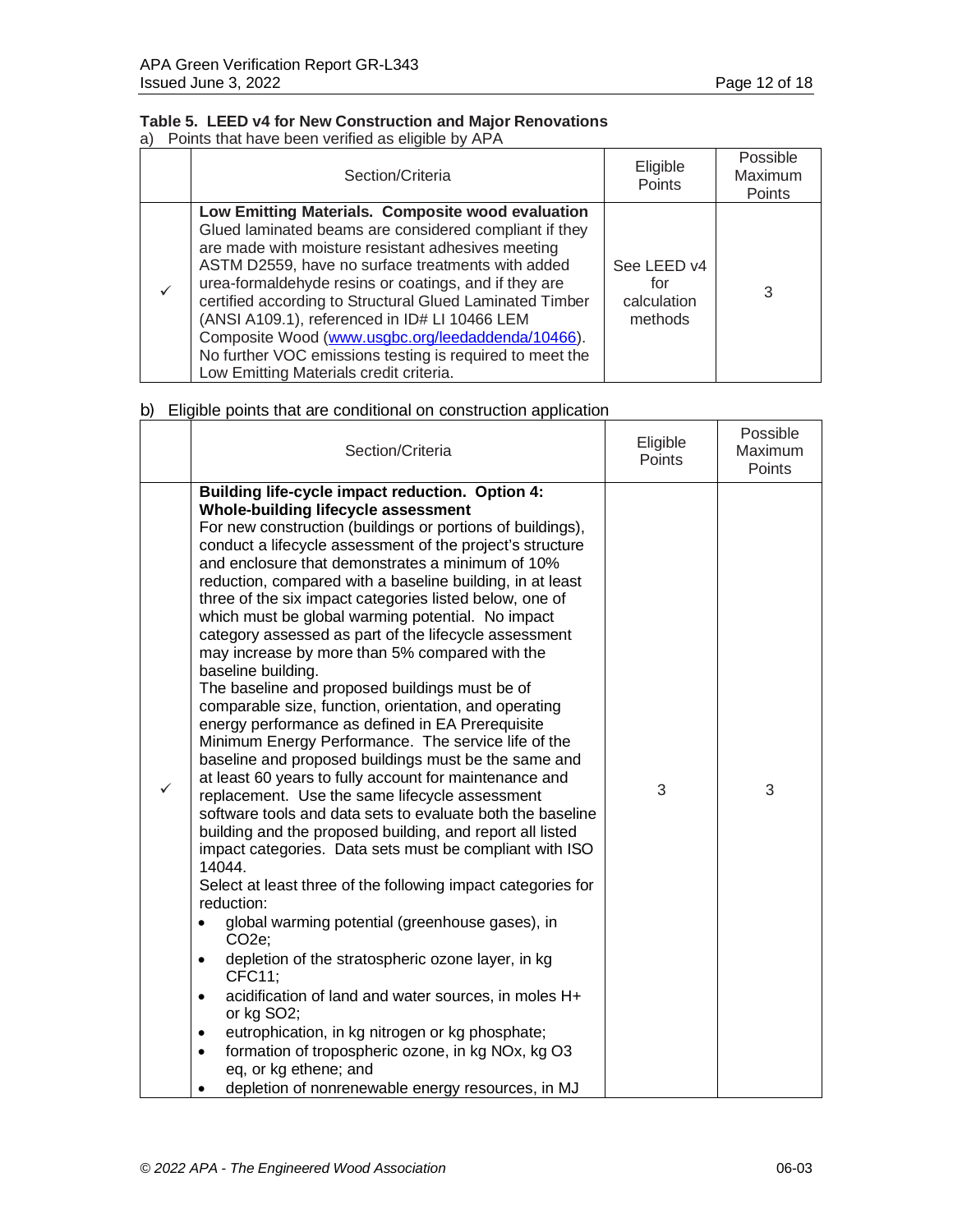**Table 5. LEED v4 for New Construction and Major Renovations**

a) Points that have been verified as eligible by APA

| | Section/Criteria | Eligible Points | Possible Maximum Points |
|---|---|---|---|
| ✓ | **Low Emitting Materials. Composite wood evaluation** Glued laminated beams are considered compliant if they are made with moisture resistant adhesives meeting ASTM D2559, have no surface treatments with added urea-formaldehyde resins or coatings, and if they are certified according to Structural Glued Laminated Timber (ANSI A109.1), referenced in ID# LI 10466 LEM Composite Wood (www.usgbc.org/leedaddenda/10466). No further VOC emissions testing is required to meet the Low Emitting Materials credit criteria. | See LEED v4 for calculation methods | 3 |

b) Eligible points that are conditional on construction application

| | Section/Criteria | Eligible Points | Possible Maximum Points |
|---|---|---|---|
| ✓ | **Building life-cycle impact reduction. Option 4: Whole-building lifecycle assessment**<br>For new construction (buildings or portions of buildings), conduct a lifecycle assessment of the project's structure and enclosure that demonstrates a minimum of 10% reduction, compared with a baseline building, in at least three of the six impact categories listed below, one of which must be global warming potential. No impact category assessed as part of the lifecycle assessment may increase by more than 5% compared with the baseline building.<br>The baseline and proposed buildings must be of comparable size, function, orientation, and operating energy performance as defined in EA Prerequisite Minimum Energy Performance. The service life of the baseline and proposed buildings must be the same and at least 60 years to fully account for maintenance and replacement. Use the same lifecycle assessment software tools and data sets to evaluate both the baseline building and the proposed building, and report all listed impact categories. Data sets must be compliant with ISO 14044.<br>Select at least three of the following impact categories for reduction:<br>• global warming potential (greenhouse gases), in $CO_2e$;<br>• depletion of the stratospheric ozone layer, in kg CFC11;<br>• acidification of land and water sources, in moles $H^+$ or kg $SO_2$;<br>• eutrophication, in kg nitrogen or kg phosphate;<br>• formation of tropospheric ozone, in kg $NO_x$, kg $O_3$ eq, or kg ethene; and<br>• depletion of nonrenewable energy resources, in MJ | 3 | 3 |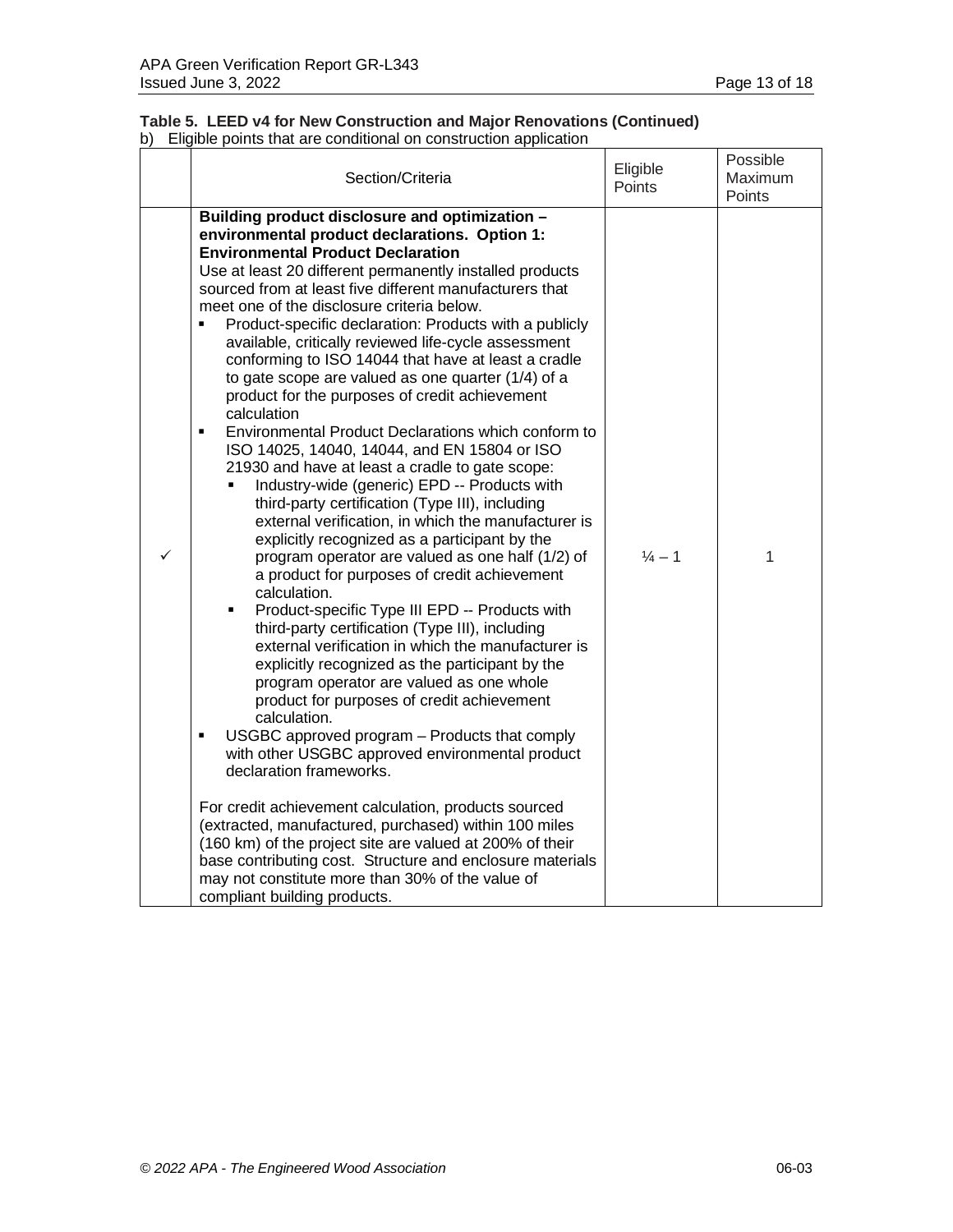**Table 5. LEED v4 for New Construction and Major Renovations (Continued)**

b) Eligible points that are conditional on construction application

| | Section/Criteria | Eligible Points | Possible Maximum Points |
|---|---|---|---|
| ✓ | **Building product disclosure and optimization – environmental product declarations. Option 1: Environmental Product Declaration**<br>Use at least 20 different permanently installed products sourced from at least five different manufacturers that meet one of the disclosure criteria below.<br>▪ Product-specific declaration: Products with a publicly available, critically reviewed life-cycle assessment conforming to ISO 14044 that have at least a cradle to gate scope are valued as one quarter (1/4) of a product for the purposes of credit achievement calculation<br>▪ Environmental Product Declarations which conform to ISO 14025, 14040, 14044, and EN 15804 or ISO 21930 and have at least a cradle to gate scope:<br>  ▪ Industry-wide (generic) EPD -- Products with third-party certification (Type III), including external verification, in which the manufacturer is explicitly recognized as a participant by the program operator are valued as one half (1/2) of a product for purposes of credit achievement calculation.<br>  ▪ Product-specific Type III EPD -- Products with third-party certification (Type III), including external verification in which the manufacturer is explicitly recognized as the participant by the program operator are valued as one whole product for purposes of credit achievement calculation.<br>▪ USGBC approved program – Products that comply with other USGBC approved environmental product declaration frameworks.<br><br>For credit achievement calculation, products sourced (extracted, manufactured, purchased) within 100 miles (160 km) of the project site are valued at 200% of their base contributing cost. Structure and enclosure materials may not constitute more than 30% of the value of compliant building products. | ¼ – 1 | 1 |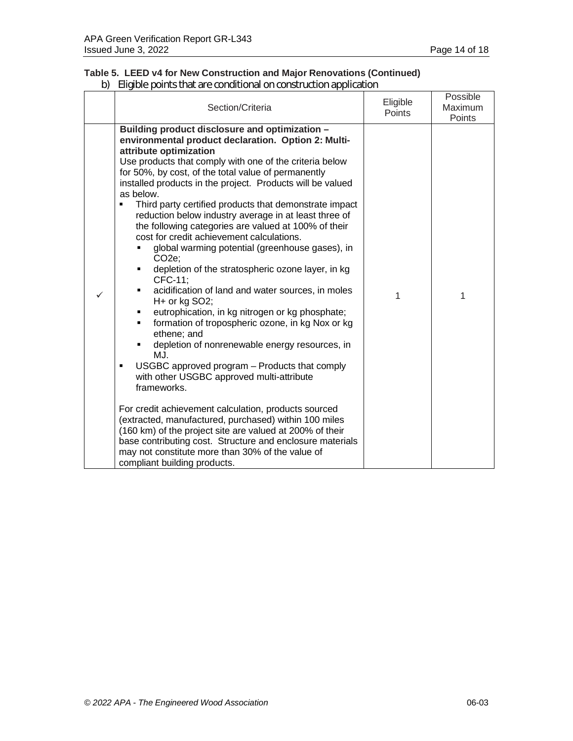**Table 5. LEED v4 for New Construction and Major Renovations (Continued)**

b) Eligible points that are conditional on construction application

| | Section/Criteria | Eligible Points | Possible Maximum Points |
|---|---|---|---|
| ✓ | **Building product disclosure and optimization – environmental product declaration. Option 2: Multi-attribute optimization**<br>Use products that comply with one of the criteria below for 50%, by cost, of the total value of permanently installed products in the project. Products will be valued as below.<br>▪ Third party certified products that demonstrate impact reduction below industry average in at least three of the following categories are valued at 100% of their cost for credit achievement calculations.<br>&nbsp;&nbsp;▪ global warming potential (greenhouse gases), in $CO_2e$;<br>&nbsp;&nbsp;▪ depletion of the stratospheric ozone layer, in kg CFC-11;<br>&nbsp;&nbsp;▪ acidification of land and water sources, in moles $H^+$ or kg $SO_2$;<br>&nbsp;&nbsp;▪ eutrophication, in kg nitrogen or kg phosphate;<br>&nbsp;&nbsp;▪ formation of tropospheric ozone, in kg Nox or kg ethene; and<br>&nbsp;&nbsp;▪ depletion of nonrenewable energy resources, in MJ.<br>▪ USGBC approved program – Products that comply with other USGBC approved multi-attribute frameworks.<br><br>For credit achievement calculation, products sourced (extracted, manufactured, purchased) within 100 miles (160 km) of the project site are valued at 200% of their base contributing cost. Structure and enclosure materials may not constitute more than 30% of the value of compliant building products. | 1 | 1 |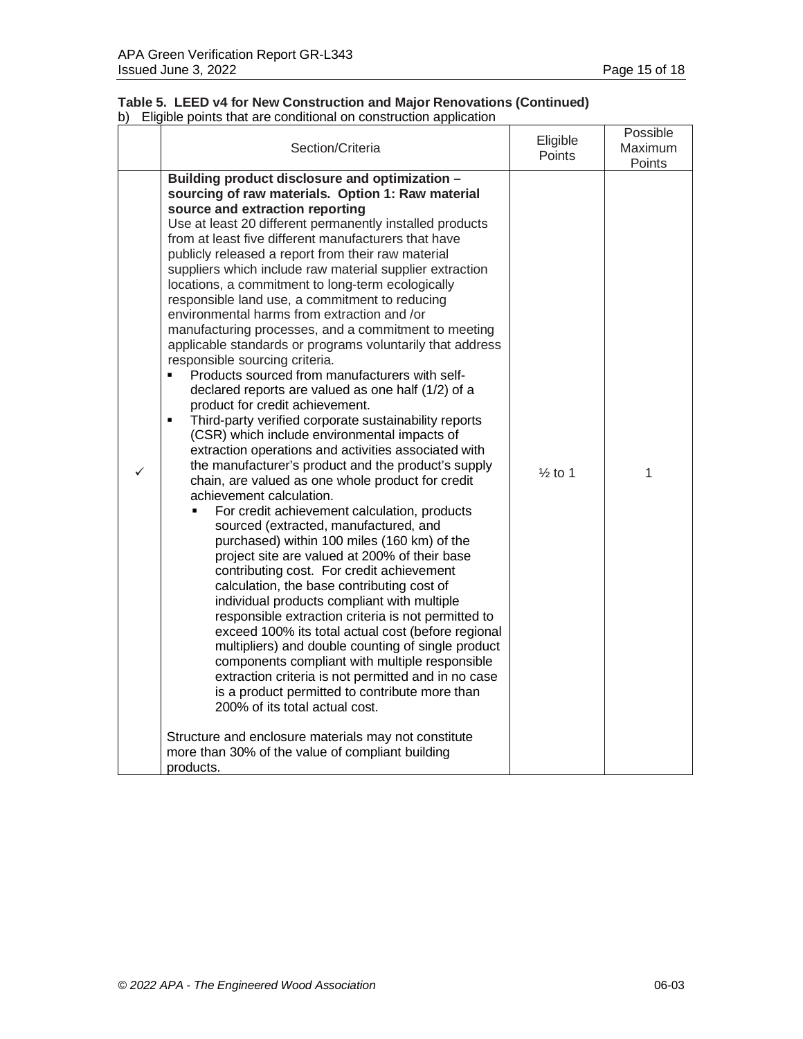**Table 5. LEED v4 for New Construction and Major Renovations (Continued)**

b) Eligible points that are conditional on construction application

| | Section/Criteria | Eligible Points | Possible Maximum Points |
|---|---|---|---|
| ✓ | **Building product disclosure and optimization – sourcing of raw materials. Option 1: Raw material source and extraction reporting**<br>Use at least 20 different permanently installed products from at least five different manufacturers that have publicly released a report from their raw material suppliers which include raw material supplier extraction locations, a commitment to long-term ecologically responsible land use, a commitment to reducing environmental harms from extraction and /or manufacturing processes, and a commitment to meeting applicable standards or programs voluntarily that address responsible sourcing criteria.<br>▪ Products sourced from manufacturers with self-declared reports are valued as one half (1/2) of a product for credit achievement.<br>▪ Third-party verified corporate sustainability reports (CSR) which include environmental impacts of extraction operations and activities associated with the manufacturer's product and the product's supply chain, are valued as one whole product for credit achievement calculation.<br>&nbsp;&nbsp;&nbsp;&nbsp;▪ For credit achievement calculation, products sourced (extracted, manufactured, and purchased) within 100 miles (160 km) of the project site are valued at 200% of their base contributing cost. For credit achievement calculation, the base contributing cost of individual products compliant with multiple responsible extraction criteria is not permitted to exceed 100% its total actual cost (before regional multipliers) and double counting of single product components compliant with multiple responsible extraction criteria is not permitted and in no case is a product permitted to contribute more than 200% of its total actual cost.<br><br>Structure and enclosure materials may not constitute more than 30% of the value of compliant building products. | ½ to 1 | 1 |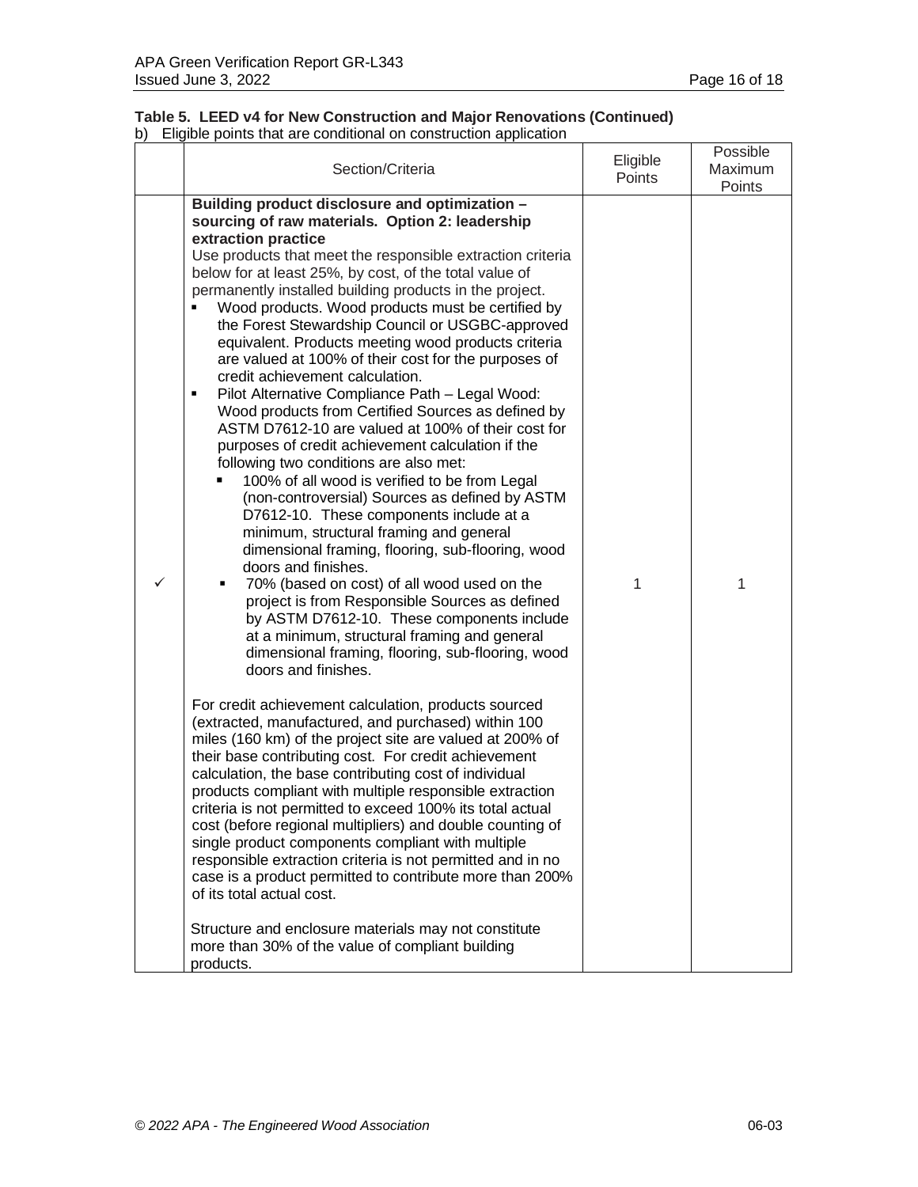**Table 5. LEED v4 for New Construction and Major Renovations (Continued)**

b) Eligible points that are conditional on construction application

| | Section/Criteria | Eligible Points | Possible Maximum Points |
|---|---|---|---|
| ✓ | **Building product disclosure and optimization – sourcing of raw materials. Option 2: leadership extraction practice**<br>Use products that meet the responsible extraction criteria below for at least 25%, by cost, of the total value of permanently installed building products in the project.<br>▪ Wood products. Wood products must be certified by the Forest Stewardship Council or USGBC-approved equivalent. Products meeting wood products criteria are valued at 100% of their cost for the purposes of credit achievement calculation.<br>▪ Pilot Alternative Compliance Path – Legal Wood: Wood products from Certified Sources as defined by ASTM D7612-10 are valued at 100% of their cost for purposes of credit achievement calculation if the following two conditions are also met:<br>&nbsp;&nbsp;▪ 100% of all wood is verified to be from Legal (non-controversial) Sources as defined by ASTM D7612-10. These components include at a minimum, structural framing and general dimensional framing, flooring, sub-flooring, wood doors and finishes.<br>&nbsp;&nbsp;▪ 70% (based on cost) of all wood used on the project is from Responsible Sources as defined by ASTM D7612-10. These components include at a minimum, structural framing and general dimensional framing, flooring, sub-flooring, wood doors and finishes.<br><br>For credit achievement calculation, products sourced (extracted, manufactured, and purchased) within 100 miles (160 km) of the project site are valued at 200% of their base contributing cost. For credit achievement calculation, the base contributing cost of individual products compliant with multiple responsible extraction criteria is not permitted to exceed 100% its total actual cost (before regional multipliers) and double counting of single product components compliant with multiple responsible extraction criteria is not permitted and in no case is a product permitted to contribute more than 200% of its total actual cost.<br><br>Structure and enclosure materials may not constitute more than 30% of the value of compliant building products. | 1 | 1 |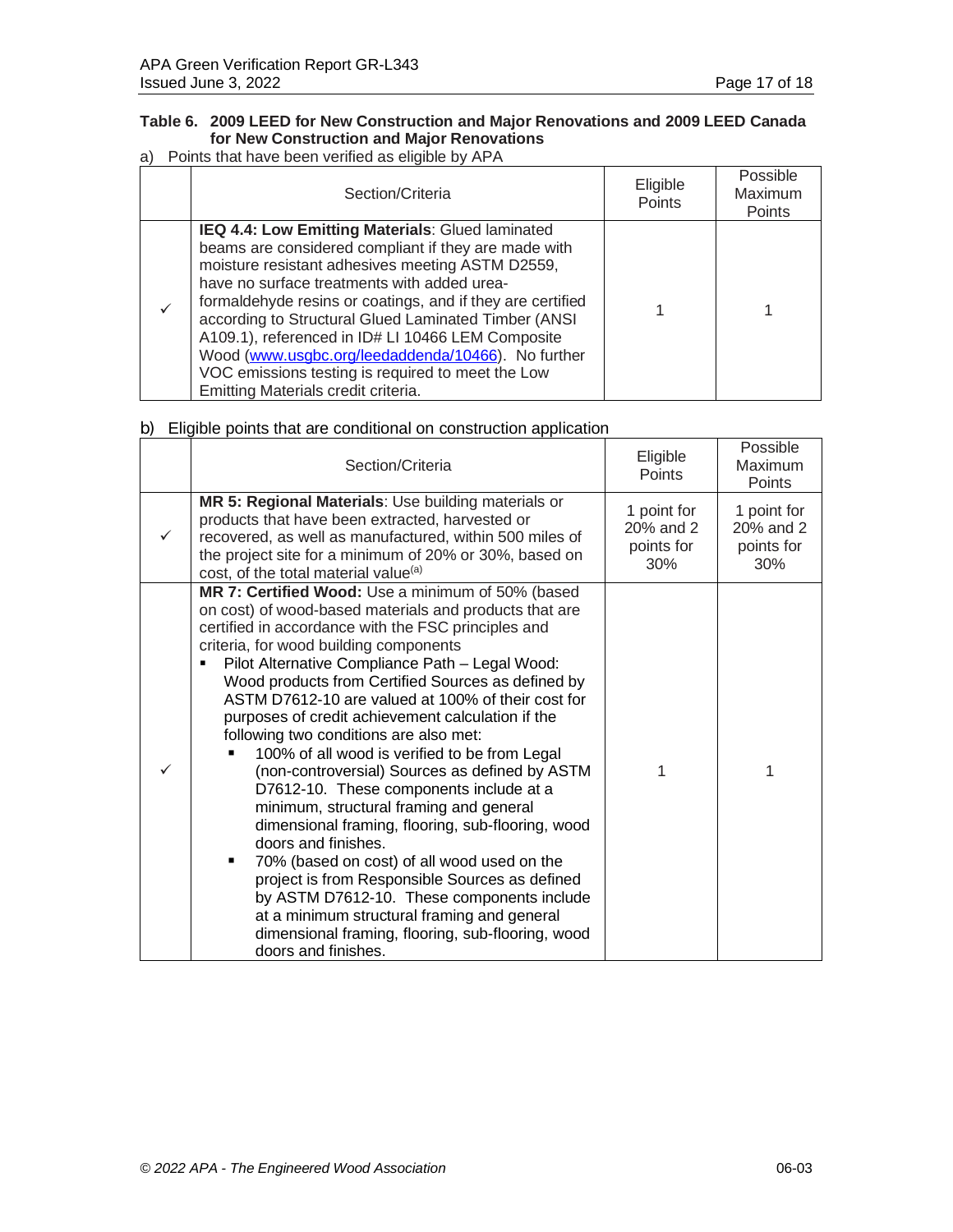**Table 6. 2009 LEED for New Construction and Major Renovations and 2009 LEED Canada for New Construction and Major Renovations**

a) Points that have been verified as eligible by APA

| | Section/Criteria | Eligible Points | Possible Maximum Points |
|---|---|---|---|
| ✓ | **IEQ 4.4: Low Emitting Materials**: Glued laminated beams are considered compliant if they are made with moisture resistant adhesives meeting ASTM D2559, have no surface treatments with added urea-formaldehyde resins or coatings, and if they are certified according to Structural Glued Laminated Timber (ANSI A109.1), referenced in ID# LI 10466 LEM Composite Wood (www.usgbc.org/leedaddenda/10466). No further VOC emissions testing is required to meet the Low Emitting Materials credit criteria. | 1 | 1 |

b) Eligible points that are conditional on construction application

| | Section/Criteria | Eligible Points | Possible Maximum Points |
|---|---|---|---|
| ✓ | **MR 5: Regional Materials**: Use building materials or products that have been extracted, harvested or recovered, as well as manufactured, within 500 miles of the project site for a minimum of 20% or 30%, based on cost, of the total material value[(a)] | 1 point for 20% and 2 points for 30% | 1 point for 20% and 2 points for 30% |
| ✓ | **MR 7: Certified Wood:** Use a minimum of 50% (based on cost) of wood-based materials and products that are certified in accordance with the FSC principles and criteria, for wood building components<br>▪ Pilot Alternative Compliance Path – Legal Wood: Wood products from Certified Sources as defined by ASTM D7612-10 are valued at 100% of their cost for purposes of credit achievement calculation if the following two conditions are also met:<br>&nbsp;&nbsp;▪ 100% of all wood is verified to be from Legal (non-controversial) Sources as defined by ASTM D7612-10. These components include at a minimum, structural framing and general dimensional framing, flooring, sub-flooring, wood doors and finishes.<br>&nbsp;&nbsp;▪ 70% (based on cost) of all wood used on the project is from Responsible Sources as defined by ASTM D7612-10. These components include at a minimum structural framing and general dimensional framing, flooring, sub-flooring, wood doors and finishes. | 1 | 1 |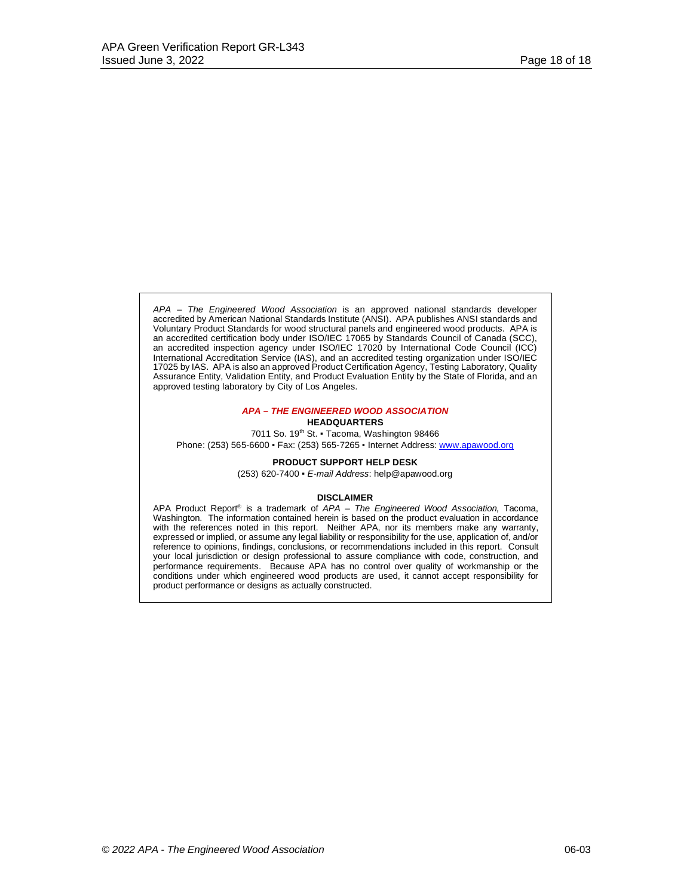*APA – The Engineered Wood Association* is an approved national standards developer accredited by American National Standards Institute (ANSI). APA publishes ANSI standards and Voluntary Product Standards for wood structural panels and engineered wood products. APA is an accredited certification body under ISO/IEC 17065 by Standards Council of Canada (SCC), an accredited inspection agency under ISO/IEC 17020 by International Code Council (ICC) International Accreditation Service (IAS), and an accredited testing organization under ISO/IEC 17025 by IAS. APA is also an approved Product Certification Agency, Testing Laboratory, Quality Assurance Entity, Validation Entity, and Product Evaluation Entity by the State of Florida, and an approved testing laboratory by City of Los Angeles.

***APA – THE ENGINEERED WOOD ASSOCIATION***

**HEADQUARTERS**

7011 So. 19th St. ▪ Tacoma, Washington 98466

Phone: (253) 565-6600 ▪ Fax: (253) 565-7265 ▪ Internet Address: www.apawood.org

**PRODUCT SUPPORT HELP DESK**

(253) 620-7400 ▪ *E-mail Address*: help@apawood.org

**DISCLAIMER**

APA Product Report® is a trademark of *APA – The Engineered Wood Association,* Tacoma, Washington. The information contained herein is based on the product evaluation in accordance with the references noted in this report. Neither APA, nor its members make any warranty, expressed or implied, or assume any legal liability or responsibility for the use, application of, and/or reference to opinions, findings, conclusions, or recommendations included in this report. Consult your local jurisdiction or design professional to assure compliance with code, construction, and performance requirements. Because APA has no control over quality of workmanship or the conditions under which engineered wood products are used, it cannot accept responsibility for product performance or designs as actually constructed.